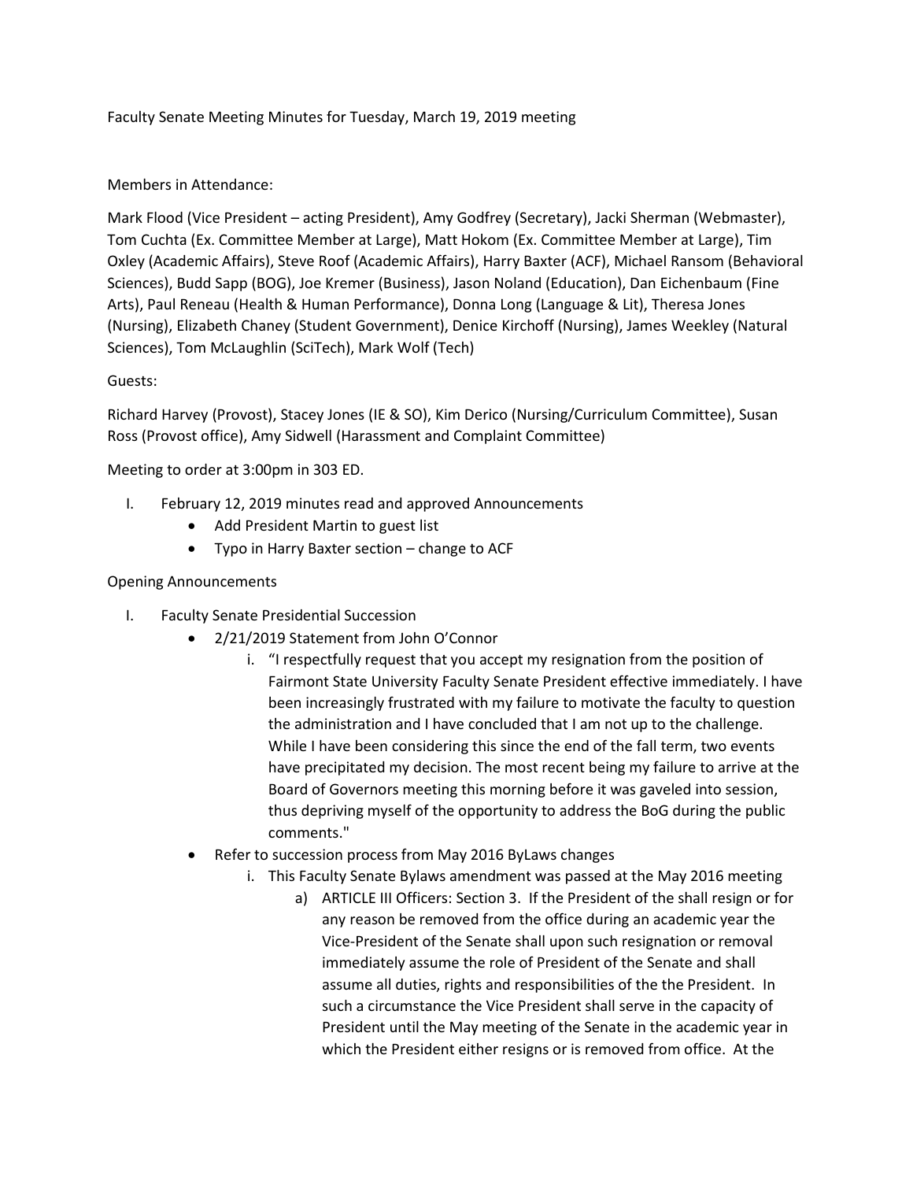Faculty Senate Meeting Minutes for Tuesday, March 19, 2019 meeting

Members in Attendance:

Mark Flood (Vice President – acting President), Amy Godfrey (Secretary), Jacki Sherman (Webmaster), Tom Cuchta (Ex. Committee Member at Large), Matt Hokom (Ex. Committee Member at Large), Tim Oxley (Academic Affairs), Steve Roof (Academic Affairs), Harry Baxter (ACF), Michael Ransom (Behavioral Sciences), Budd Sapp (BOG), Joe Kremer (Business), Jason Noland (Education), Dan Eichenbaum (Fine Arts), Paul Reneau (Health & Human Performance), Donna Long (Language & Lit), Theresa Jones (Nursing), Elizabeth Chaney (Student Government), Denice Kirchoff (Nursing), James Weekley (Natural Sciences), Tom McLaughlin (SciTech), Mark Wolf (Tech)

Guests:

Richard Harvey (Provost), Stacey Jones (IE & SO), Kim Derico (Nursing/Curriculum Committee), Susan Ross (Provost office), Amy Sidwell (Harassment and Complaint Committee)

Meeting to order at 3:00pm in 303 ED.

I. February 12, 2019 minutes read and approved Announcements
   - Add President Martin to guest list
   - Typo in Harry Baxter section – change to ACF

Opening Announcements

I. Faculty Senate Presidential Succession
   - 2/21/2019 Statement from John O'Connor
      i. "I respectfully request that you accept my resignation from the position of Fairmont State University Faculty Senate President effective immediately. I have been increasingly frustrated with my failure to motivate the faculty to question the administration and I have concluded that I am not up to the challenge. While I have been considering this since the end of the fall term, two events have precipitated my decision. The most recent being my failure to arrive at the Board of Governors meeting this morning before it was gaveled into session, thus depriving myself of the opportunity to address the BoG during the public comments."
   - Refer to succession process from May 2016 ByLaws changes
      i. This Faculty Senate Bylaws amendment was passed at the May 2016 meeting
         a) ARTICLE III Officers: Section 3. If the President of the shall resign or for any reason be removed from the office during an academic year the Vice-President of the Senate shall upon such resignation or removal immediately assume the role of President of the Senate and shall assume all duties, rights and responsibilities of the the President. In such a circumstance the Vice President shall serve in the capacity of President until the May meeting of the Senate in the academic year in which the President either resigns or is removed from office. At the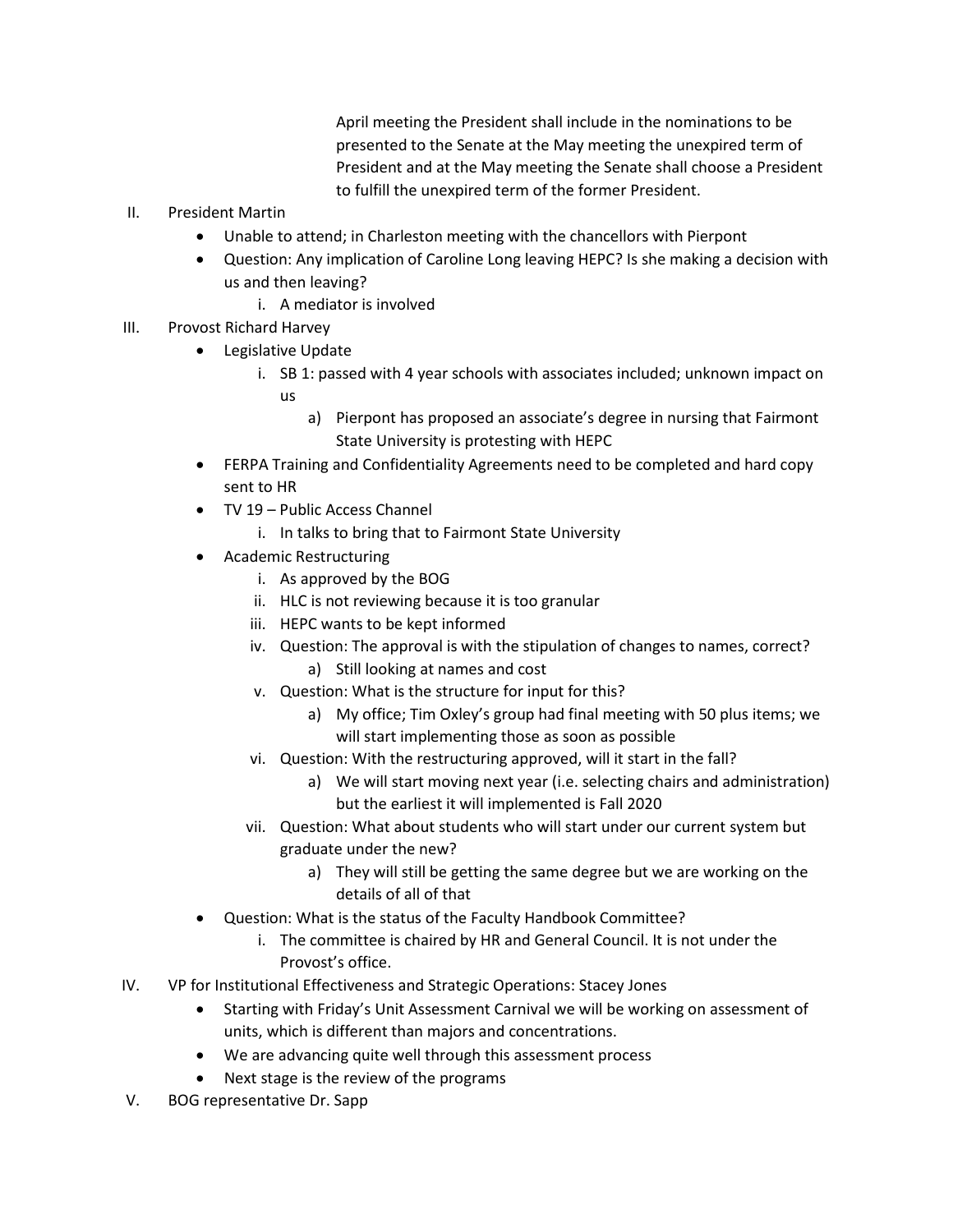April meeting the President shall include in the nominations to be presented to the Senate at the May meeting the unexpired term of President and at the May meeting the Senate shall choose a President to fulfill the unexpired term of the former President.

II. President Martin
   - Unable to attend; in Charleston meeting with the chancellors with Pierpont
   - Question: Any implication of Caroline Long leaving HEPC? Is she making a decision with us and then leaving?
      i. A mediator is involved

III. Provost Richard Harvey
   - Legislative Update
      i. SB 1: passed with 4 year schools with associates included; unknown impact on us
         a) Pierpont has proposed an associate's degree in nursing that Fairmont State University is protesting with HEPC
   - FERPA Training and Confidentiality Agreements need to be completed and hard copy sent to HR
   - TV 19 – Public Access Channel
      i. In talks to bring that to Fairmont State University
   - Academic Restructuring
      i. As approved by the BOG
      ii. HLC is not reviewing because it is too granular
      iii. HEPC wants to be kept informed
      iv. Question: The approval is with the stipulation of changes to names, correct?
         a) Still looking at names and cost
      v. Question: What is the structure for input for this?
         a) My office; Tim Oxley's group had final meeting with 50 plus items; we will start implementing those as soon as possible
      vi. Question: With the restructuring approved, will it start in the fall?
         a) We will start moving next year (i.e. selecting chairs and administration) but the earliest it will implemented is Fall 2020
      vii. Question: What about students who will start under our current system but graduate under the new?
         a) They will still be getting the same degree but we are working on the details of all of that
   - Question: What is the status of the Faculty Handbook Committee?
      i. The committee is chaired by HR and General Council. It is not under the Provost's office.

IV. VP for Institutional Effectiveness and Strategic Operations: Stacey Jones
   - Starting with Friday's Unit Assessment Carnival we will be working on assessment of units, which is different than majors and concentrations.
   - We are advancing quite well through this assessment process
   - Next stage is the review of the programs

V. BOG representative Dr. Sapp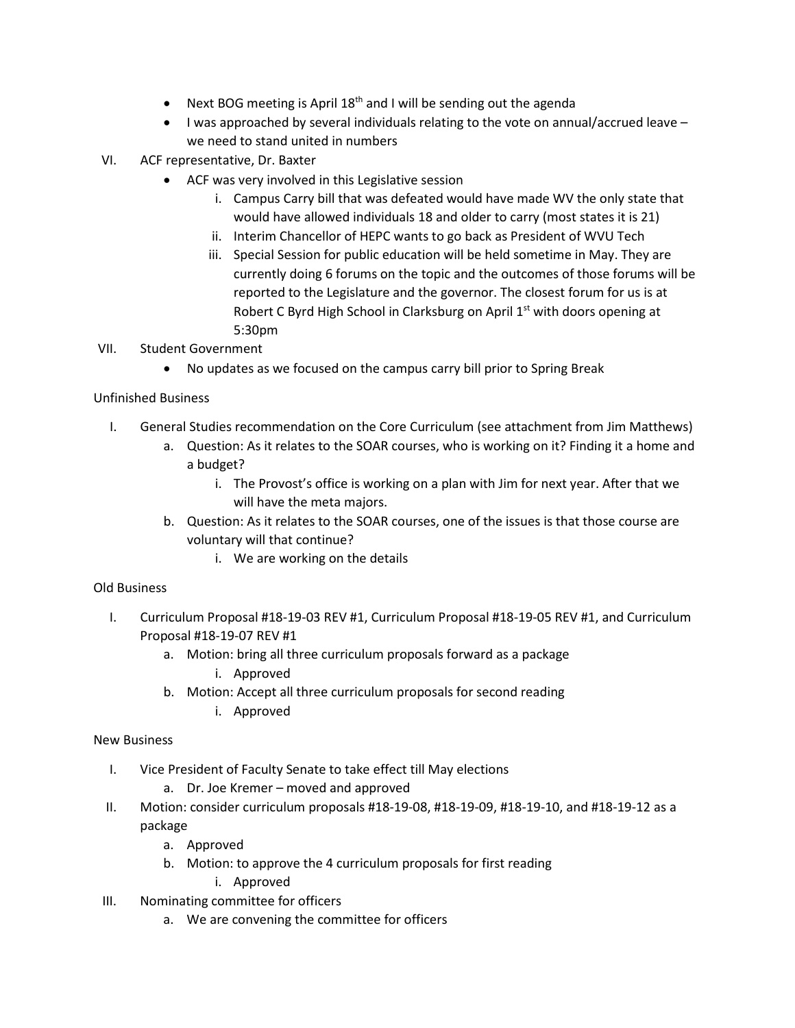- Next BOG meeting is April 18th and I will be sending out the agenda
- I was approached by several individuals relating to the vote on annual/accrued leave – we need to stand united in numbers

VI. ACF representative, Dr. Baxter
- ACF was very involved in this Legislative session
  i. Campus Carry bill that was defeated would have made WV the only state that would have allowed individuals 18 and older to carry (most states it is 21)
  ii. Interim Chancellor of HEPC wants to go back as President of WVU Tech
  iii. Special Session for public education will be held sometime in May. They are currently doing 6 forums on the topic and the outcomes of those forums will be reported to the Legislature and the governor. The closest forum for us is at Robert C Byrd High School in Clarksburg on April 1st with doors opening at 5:30pm

VII. Student Government
- No updates as we focused on the campus carry bill prior to Spring Break

Unfinished Business

I. General Studies recommendation on the Core Curriculum (see attachment from Jim Matthews)
  a. Question: As it relates to the SOAR courses, who is working on it? Finding it a home and a budget?
     i. The Provost's office is working on a plan with Jim for next year. After that we will have the meta majors.
  b. Question: As it relates to the SOAR courses, one of the issues is that those course are voluntary will that continue?
     i. We are working on the details

Old Business

I. Curriculum Proposal #18-19-03 REV #1, Curriculum Proposal #18-19-05 REV #1, and Curriculum Proposal #18-19-07 REV #1
  a. Motion: bring all three curriculum proposals forward as a package
     i. Approved
  b. Motion: Accept all three curriculum proposals for second reading
     i. Approved

New Business

I. Vice President of Faculty Senate to take effect till May elections
  a. Dr. Joe Kremer – moved and approved

II. Motion: consider curriculum proposals #18-19-08, #18-19-09, #18-19-10, and #18-19-12 as a package
  a. Approved
  b. Motion: to approve the 4 curriculum proposals for first reading
     i. Approved

III. Nominating committee for officers
  a. We are convening the committee for officers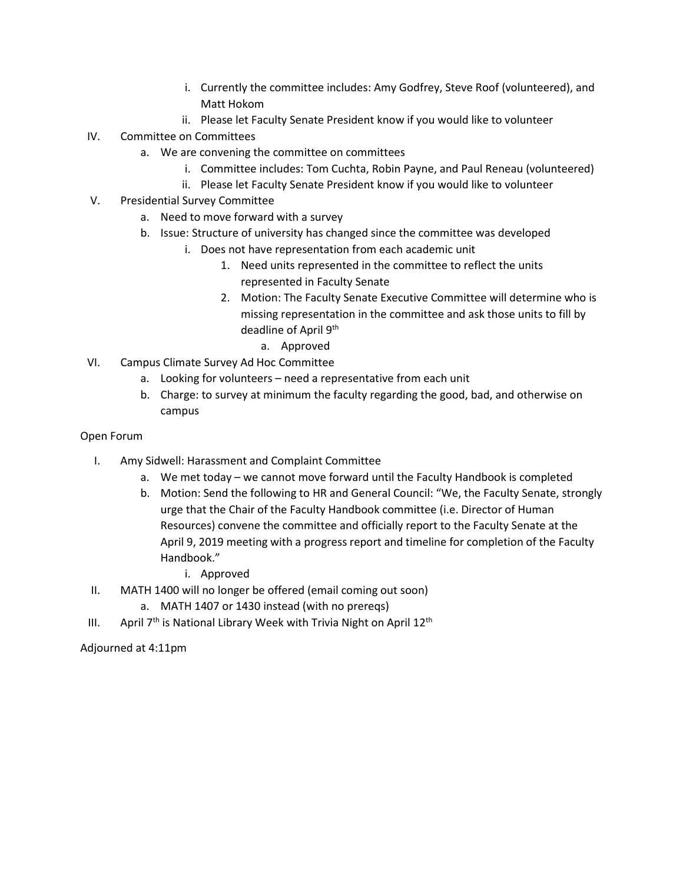i. Currently the committee includes: Amy Godfrey, Steve Roof (volunteered), and Matt Hokom
      ii. Please let Faculty Senate President know if you would like to volunteer

IV. Committee on Committees
   a. We are convening the committee on committees
      i. Committee includes: Tom Cuchta, Robin Payne, and Paul Reneau (volunteered)
      ii. Please let Faculty Senate President know if you would like to volunteer

V. Presidential Survey Committee
   a. Need to move forward with a survey
   b. Issue: Structure of university has changed since the committee was developed
      i. Does not have representation from each academic unit
         1. Need units represented in the committee to reflect the units represented in Faculty Senate
         2. Motion: The Faculty Senate Executive Committee will determine who is missing representation in the committee and ask those units to fill by deadline of April 9th
            a. Approved

VI. Campus Climate Survey Ad Hoc Committee
   a. Looking for volunteers – need a representative from each unit
   b. Charge: to survey at minimum the faculty regarding the good, bad, and otherwise on campus

Open Forum

I. Amy Sidwell: Harassment and Complaint Committee
   a. We met today – we cannot move forward until the Faculty Handbook is completed
   b. Motion: Send the following to HR and General Council: "We, the Faculty Senate, strongly urge that the Chair of the Faculty Handbook committee (i.e. Director of Human Resources) convene the committee and officially report to the Faculty Senate at the April 9, 2019 meeting with a progress report and timeline for completion of the Faculty Handbook."
      i. Approved

II. MATH 1400 will no longer be offered (email coming out soon)
   a. MATH 1407 or 1430 instead (with no prereqs)

III. April 7th is National Library Week with Trivia Night on April 12th

Adjourned at 4:11pm